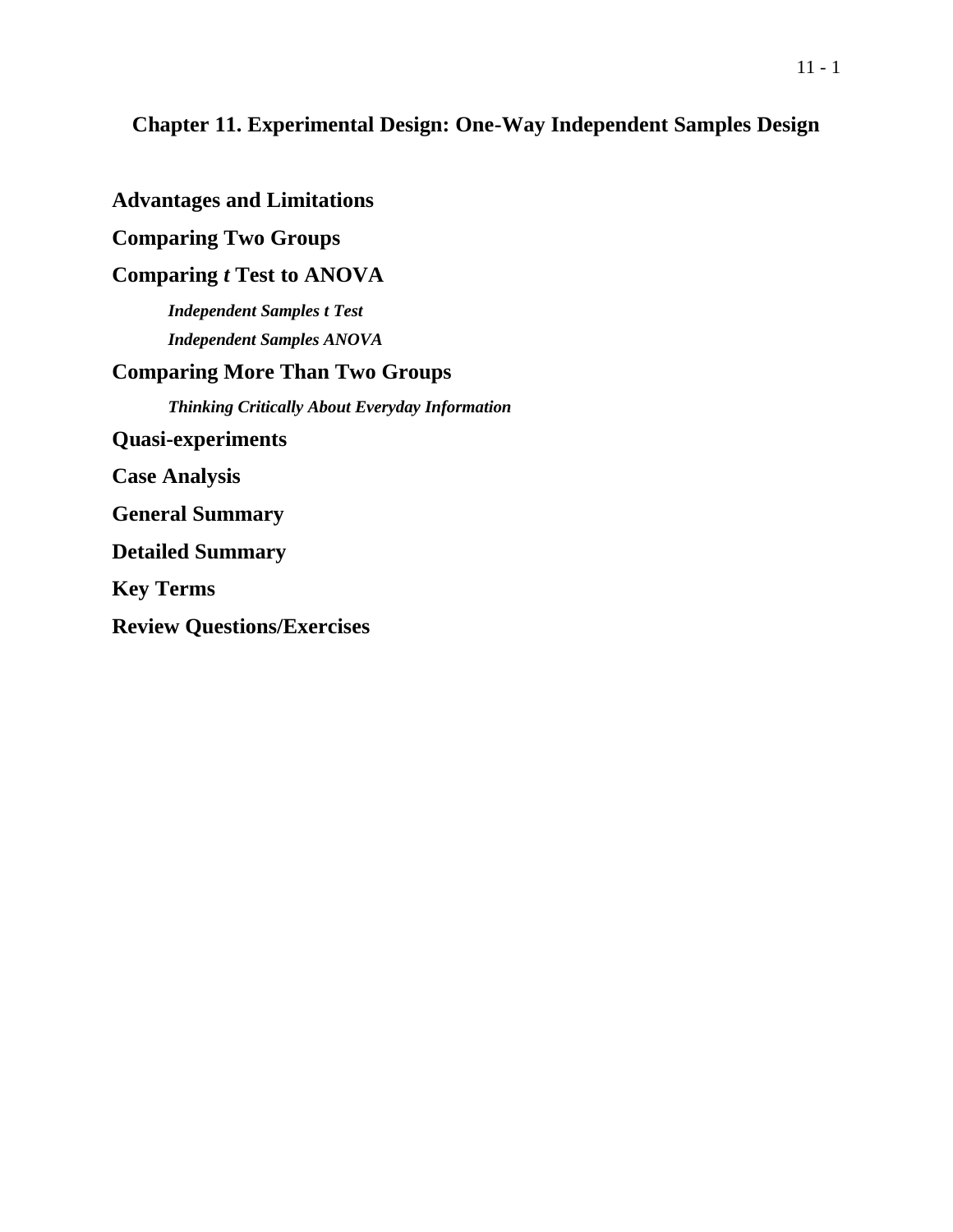# Chapter 11. Experimental Design: One-Way Independent Samples Design

## Advantages and Limitations

## Comparing Two Groups

## Comparing *t* Test to ANOVA

### *Independent Samples t Test*

### *Independent Samples ANOVA*

## Comparing More Than Two Groups

### *Thinking Critically About Everyday Information*

## Quasi-experiments

## Case Analysis

## General Summary

## Detailed Summary

## Key Terms

## Review Questions/Exercises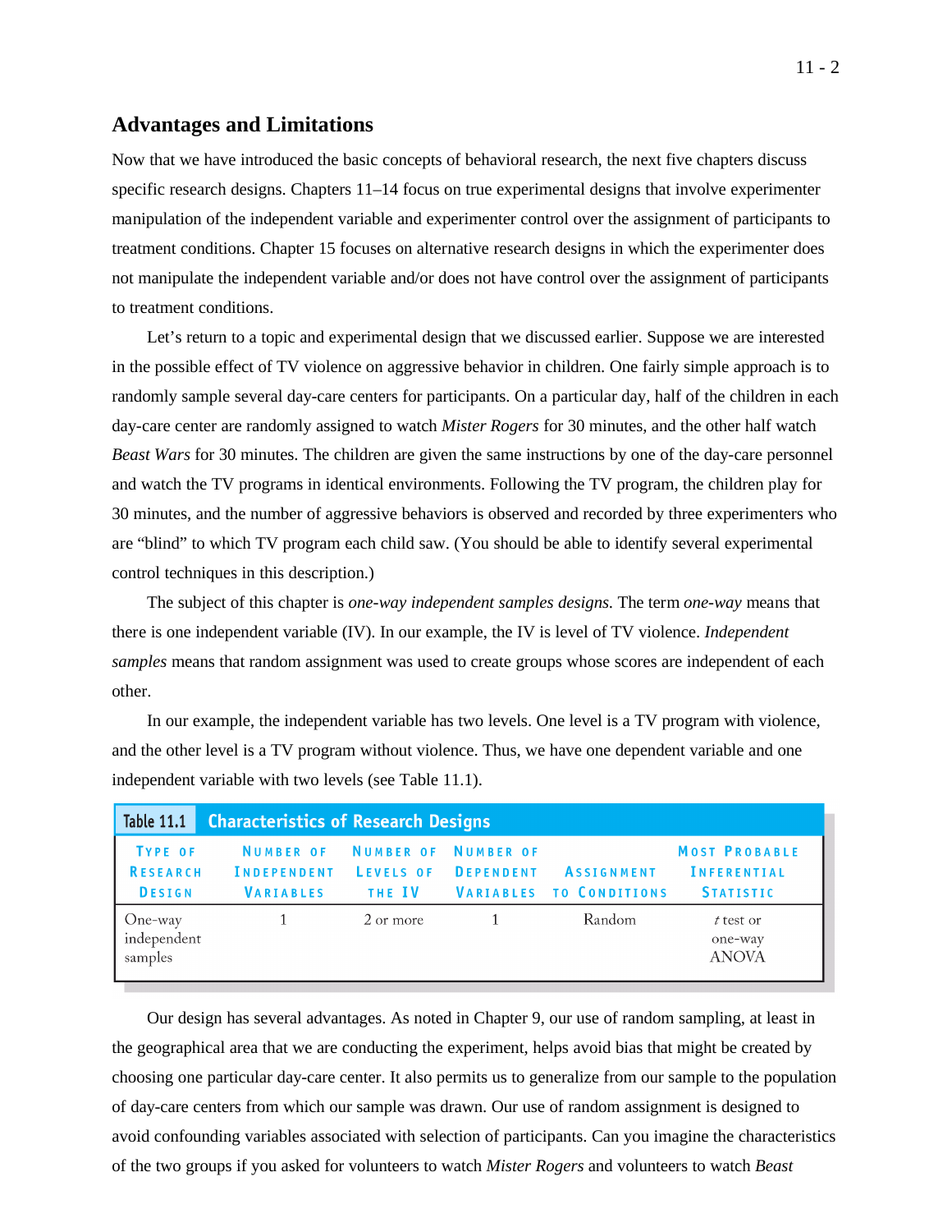## Advantages and Limitations

Now that we have introduced the basic concepts of behavioral research, the next five chapters discuss specific research designs. Chapters 11–14 focus on true experimental designs that involve experimenter manipulation of the independent variable and experimenter control over the assignment of participants to treatment conditions. Chapter 15 focuses on alternative research designs in which the experimenter does not manipulate the independent variable and/or does not have control over the assignment of participants to treatment conditions.

Let's return to a topic and experimental design that we discussed earlier. Suppose we are interested in the possible effect of TV violence on aggressive behavior in children. One fairly simple approach is to randomly sample several day-care centers for participants. On a particular day, half of the children in each day-care center are randomly assigned to watch *Mister Rogers* for 30 minutes, and the other half watch *Beast Wars* for 30 minutes. The children are given the same instructions by one of the day-care personnel and watch the TV programs in identical environments. Following the TV program, the children play for 30 minutes, and the number of aggressive behaviors is observed and recorded by three experimenters who are "blind" to which TV program each child saw. (You should be able to identify several experimental control techniques in this description.)

The subject of this chapter is *one-way independent samples designs.* The term *one-way* means that there is one independent variable (IV). In our example, the IV is level of TV violence. *Independent samples* means that random assignment was used to create groups whose scores are independent of each other.

In our example, the independent variable has two levels. One level is a TV program with violence, and the other level is a TV program without violence. Thus, we have one dependent variable and one independent variable with two levels (see Table 11.1).

**Table 11.1 Characteristics of Research Designs**

| Type of Research Design | Number of Independent Variables | Number of Levels of the IV | Number of Dependent Variables | Assignment to Conditions | Most Probable Inferential Statistic |
|---|---|---|---|---|---|
| One-way independent samples | 1 | 2 or more | 1 | Random | *t* test or one-way ANOVA |

Our design has several advantages. As noted in Chapter 9, our use of random sampling, at least in the geographical area that we are conducting the experiment, helps avoid bias that might be created by choosing one particular day-care center. It also permits us to generalize from our sample to the population of day-care centers from which our sample was drawn. Our use of random assignment is designed to avoid confounding variables associated with selection of participants. Can you imagine the characteristics of the two groups if you asked for volunteers to watch *Mister Rogers* and volunteers to watch *Beast*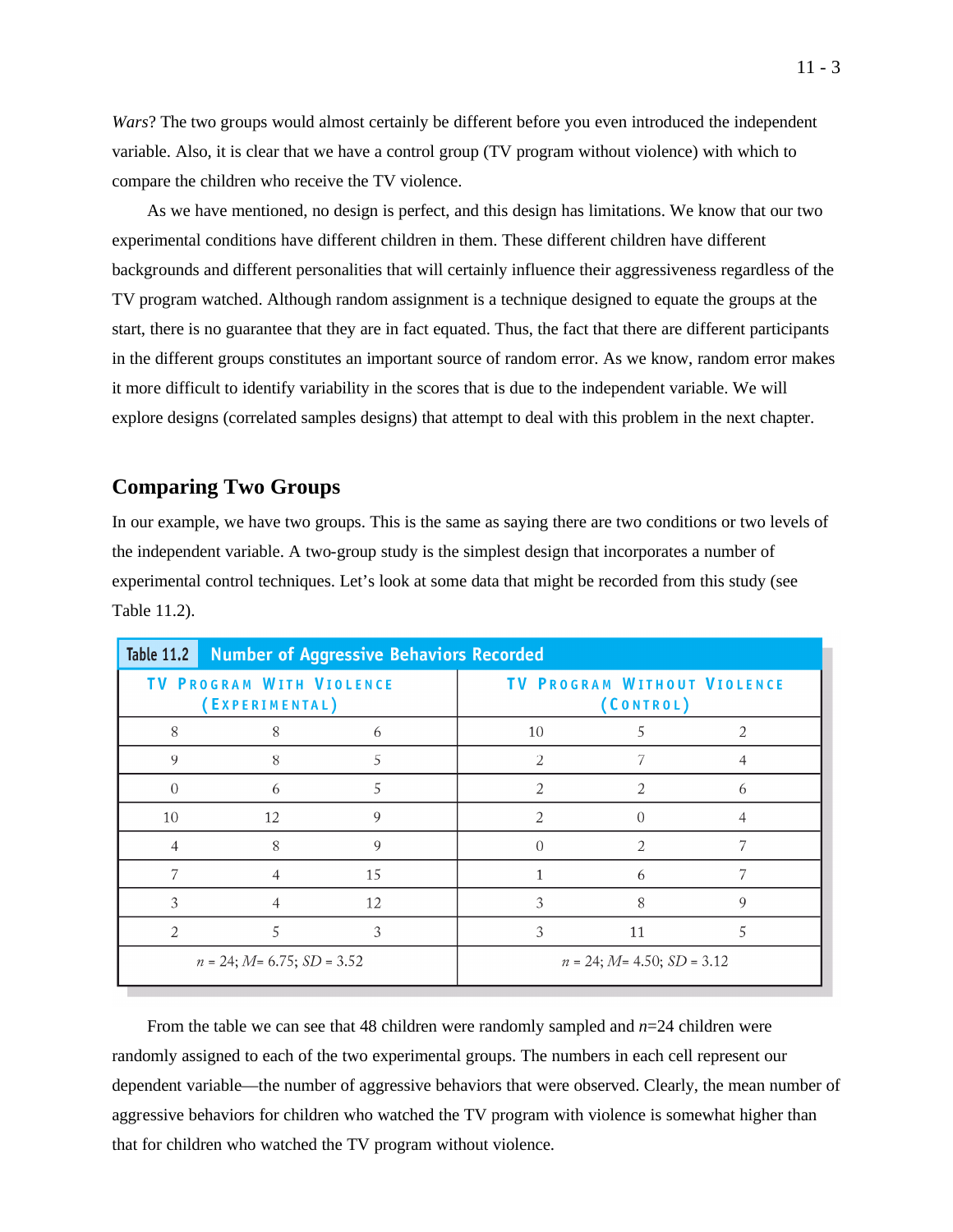*Wars*? The two groups would almost certainly be different before you even introduced the independent variable. Also, it is clear that we have a control group (TV program without violence) with which to compare the children who receive the TV violence.

As we have mentioned, no design is perfect, and this design has limitations. We know that our two experimental conditions have different children in them. These different children have different backgrounds and different personalities that will certainly influence their aggressiveness regardless of the TV program watched. Although random assignment is a technique designed to equate the groups at the start, there is no guarantee that they are in fact equated. Thus, the fact that there are different participants in the different groups constitutes an important source of random error. As we know, random error makes it more difficult to identify variability in the scores that is due to the independent variable. We will explore designs (correlated samples designs) that attempt to deal with this problem in the next chapter.

## Comparing Two Groups

In our example, we have two groups. This is the same as saying there are two conditions or two levels of the independent variable. A two-group study is the simplest design that incorporates a number of experimental control techniques. Let's look at some data that might be recorded from this study (see Table 11.2).

**Table 11.2 Number of Aggressive Behaviors Recorded**

| TV Program With Violence (Experimental) | | | TV Program Without Violence (Control) | | |
|---|---|---|---|---|---|
| 8 | 8 | 6 | 10 | 5 | 2 |
| 9 | 8 | 5 | 2 | 7 | 4 |
| 0 | 6 | 5 | 2 | 2 | 6 |
| 10 | 12 | 9 | 2 | 0 | 4 |
| 4 | 8 | 9 | 0 | 2 | 7 |
| 7 | 4 | 15 | 1 | 6 | 7 |
| 3 | 4 | 12 | 3 | 8 | 9 |
| 2 | 5 | 3 | 3 | 11 | 5 |
| $n$ = 24; $M$= 6.75; $SD$ = 3.52 | | | $n$ = 24; $M$= 4.50; $SD$ = 3.12 | | |

From the table we can see that 48 children were randomly sampled and $n$=24 children were randomly assigned to each of the two experimental groups. The numbers in each cell represent our dependent variable—the number of aggressive behaviors that were observed. Clearly, the mean number of aggressive behaviors for children who watched the TV program with violence is somewhat higher than that for children who watched the TV program without violence.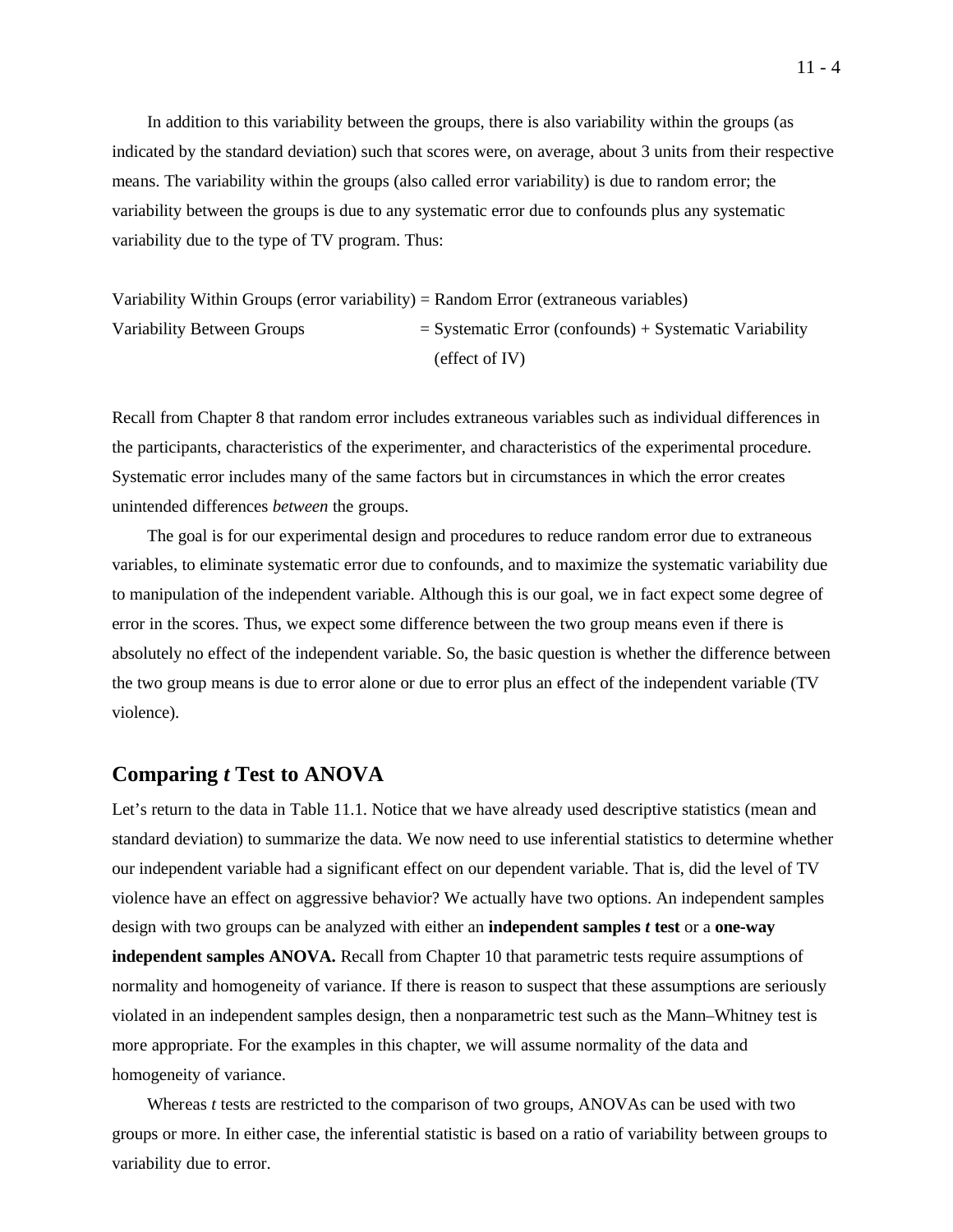In addition to this variability between the groups, there is also variability within the groups (as indicated by the standard deviation) such that scores were, on average, about 3 units from their respective means. The variability within the groups (also called error variability) is due to random error; the variability between the groups is due to any systematic error due to confounds plus any systematic variability due to the type of TV program. Thus:

Variability Within Groups (error variability) = Random Error (extraneous variables)

Variability Between Groups = Systematic Error (confounds) + Systematic Variability (effect of IV)

Recall from Chapter 8 that random error includes extraneous variables such as individual differences in the participants, characteristics of the experimenter, and characteristics of the experimental procedure. Systematic error includes many of the same factors but in circumstances in which the error creates unintended differences *between* the groups.

The goal is for our experimental design and procedures to reduce random error due to extraneous variables, to eliminate systematic error due to confounds, and to maximize the systematic variability due to manipulation of the independent variable. Although this is our goal, we in fact expect some degree of error in the scores. Thus, we expect some difference between the two group means even if there is absolutely no effect of the independent variable. So, the basic question is whether the difference between the two group means is due to error alone or due to error plus an effect of the independent variable (TV violence).

## Comparing *t* Test to ANOVA

Let's return to the data in Table 11.1. Notice that we have already used descriptive statistics (mean and standard deviation) to summarize the data. We now need to use inferential statistics to determine whether our independent variable had a significant effect on our dependent variable. That is, did the level of TV violence have an effect on aggressive behavior? We actually have two options. An independent samples design with two groups can be analyzed with either an **independent samples *t* test** or a **one-way independent samples ANOVA.** Recall from Chapter 10 that parametric tests require assumptions of normality and homogeneity of variance. If there is reason to suspect that these assumptions are seriously violated in an independent samples design, then a nonparametric test such as the Mann–Whitney test is more appropriate. For the examples in this chapter, we will assume normality of the data and homogeneity of variance.

Whereas *t* tests are restricted to the comparison of two groups, ANOVAs can be used with two groups or more. In either case, the inferential statistic is based on a ratio of variability between groups to variability due to error.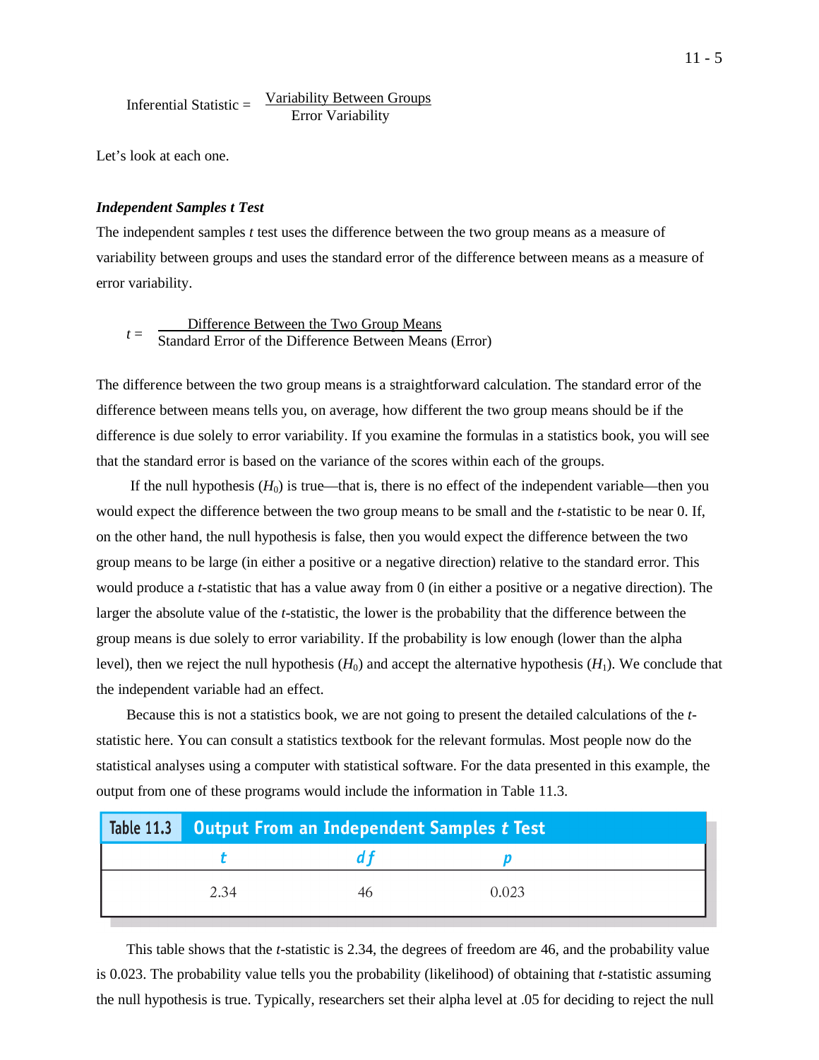$$\text{Inferential Statistic} = \frac{\text{Variability Between Groups}}{\text{Error Variability}}$$

Let's look at each one.

***Independent Samples t Test***

The independent samples *t* test uses the difference between the two group means as a measure of variability between groups and uses the standard error of the difference between means as a measure of error variability.

$$t = \frac{\text{Difference Between the Two Group Means}}{\text{Standard Error of the Difference Between Means (Error)}}$$

The difference between the two group means is a straightforward calculation. The standard error of the difference between means tells you, on average, how different the two group means should be if the difference is due solely to error variability. If you examine the formulas in a statistics book, you will see that the standard error is based on the variance of the scores within each of the groups.

If the null hypothesis ($H_0$) is true—that is, there is no effect of the independent variable—then you would expect the difference between the two group means to be small and the *t*-statistic to be near 0. If, on the other hand, the null hypothesis is false, then you would expect the difference between the two group means to be large (in either a positive or a negative direction) relative to the standard error. This would produce a *t*-statistic that has a value away from 0 (in either a positive or a negative direction). The larger the absolute value of the *t*-statistic, the lower is the probability that the difference between the group means is due solely to error variability. If the probability is low enough (lower than the alpha level), then we reject the null hypothesis ($H_0$) and accept the alternative hypothesis ($H_1$). We conclude that the independent variable had an effect.

Because this is not a statistics book, we are not going to present the detailed calculations of the *t*-statistic here. You can consult a statistics textbook for the relevant formulas. Most people now do the statistical analyses using a computer with statistical software. For the data presented in this example, the output from one of these programs would include the information in Table 11.3.

**Table 11.3 Output From an Independent Samples *t* Test**

| *t* | *df* | *p* |
|---|---|---|
| 2.34 | 46 | 0.023 |

This table shows that the *t*-statistic is 2.34, the degrees of freedom are 46, and the probability value is 0.023. The probability value tells you the probability (likelihood) of obtaining that *t*-statistic assuming the null hypothesis is true. Typically, researchers set their alpha level at .05 for deciding to reject the null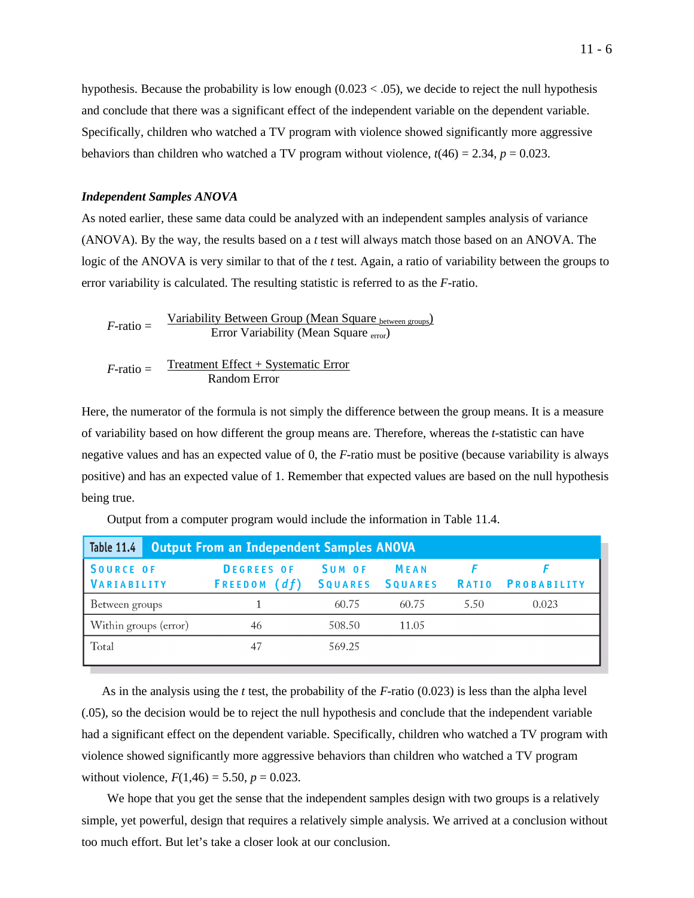hypothesis. Because the probability is low enough ($0.023 < .05$), we decide to reject the null hypothesis and conclude that there was a significant effect of the independent variable on the dependent variable. Specifically, children who watched a TV program with violence showed significantly more aggressive behaviors than children who watched a TV program without violence, $t(46) = 2.34$, $p = 0.023$.

### *Independent Samples ANOVA*

As noted earlier, these same data could be analyzed with an independent samples analysis of variance (ANOVA). By the way, the results based on a *t* test will always match those based on an ANOVA. The logic of the ANOVA is very similar to that of the *t* test. Again, a ratio of variability between the groups to error variability is calculated. The resulting statistic is referred to as the *F*-ratio.

$$F\text{-ratio} = \frac{\text{Variability Between Group (Mean Square}_{\text{between groups}})}{\text{Error Variability (Mean Square}_{\text{error}})}$$

$$F\text{-ratio} = \frac{\text{Treatment Effect + Systematic Error}}{\text{Random Error}}$$

Here, the numerator of the formula is not simply the difference between the group means. It is a measure of variability based on how different the group means are. Therefore, whereas the *t*-statistic can have negative values and has an expected value of 0, the *F*-ratio must be positive (because variability is always positive) and has an expected value of 1. Remember that expected values are based on the null hypothesis being true.

Output from a computer program would include the information in Table 11.4.

**Table 11.4 Output From an Independent Samples ANOVA**

| Source of Variability | Degrees of Freedom ($df$) | Sum of Squares | Mean Squares | $F$ Ratio | $F$ Probability |
|---|---|---|---|---|---|
| Between groups | 1 | 60.75 | 60.75 | 5.50 | 0.023 |
| Within groups (error) | 46 | 508.50 | 11.05 | | |
| Total | 47 | 569.25 | | | |

As in the analysis using the *t* test, the probability of the *F*-ratio (0.023) is less than the alpha level (.05), so the decision would be to reject the null hypothesis and conclude that the independent variable had a significant effect on the dependent variable. Specifically, children who watched a TV program with violence showed significantly more aggressive behaviors than children who watched a TV program without violence, $F(1,46) = 5.50$, $p = 0.023$.

We hope that you get the sense that the independent samples design with two groups is a relatively simple, yet powerful, design that requires a relatively simple analysis. We arrived at a conclusion without too much effort. But let's take a closer look at our conclusion.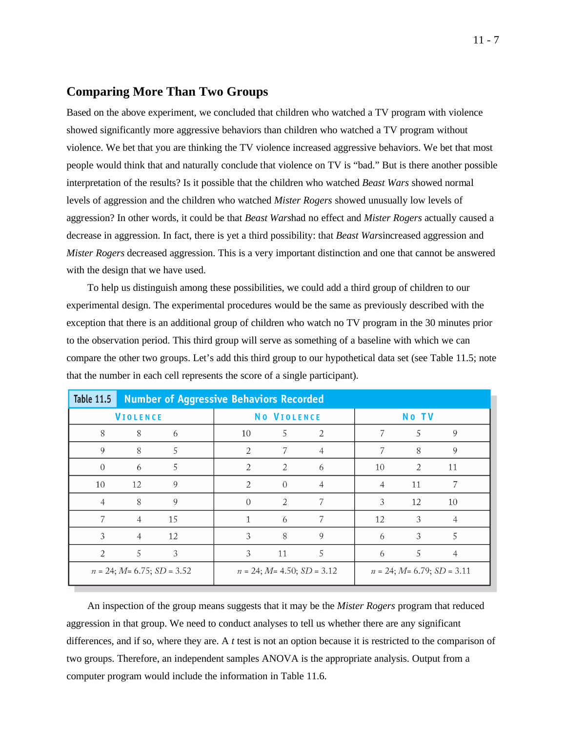## Comparing More Than Two Groups

Based on the above experiment, we concluded that children who watched a TV program with violence showed significantly more aggressive behaviors than children who watched a TV program without violence. We bet that you are thinking the TV violence increased aggressive behaviors. We bet that most people would think that and naturally conclude that violence on TV is "bad." But is there another possible interpretation of the results? Is it possible that the children who watched *Beast Wars* showed normal levels of aggression and the children who watched *Mister Rogers* showed unusually low levels of aggression? In other words, it could be that *Beast Wars*had no effect and *Mister Rogers* actually caused a decrease in aggression. In fact, there is yet a third possibility: that *Beast Wars*increased aggression and *Mister Rogers* decreased aggression. This is a very important distinction and one that cannot be answered with the design that we have used.

To help us distinguish among these possibilities, we could add a third group of children to our experimental design. The experimental procedures would be the same as previously described with the exception that there is an additional group of children who watch no TV program in the 30 minutes prior to the observation period. This third group will serve as something of a baseline with which we can compare the other two groups. Let's add this third group to our hypothetical data set (see Table 11.5; note that the number in each cell represents the score of a single participant).

**Table 11.5 Number of Aggressive Behaviors Recorded**

| Violence | | | No Violence | | | No TV | | |
|---|---|---|---|---|---|---|---|---|
| 8 | 8 | 6 | 10 | 5 | 2 | 7 | 5 | 9 |
| 9 | 8 | 5 | 2 | 7 | 4 | 7 | 8 | 9 |
| 0 | 6 | 5 | 2 | 2 | 6 | 10 | 2 | 11 |
| 10 | 12 | 9 | 2 | 0 | 4 | 4 | 11 | 7 |
| 4 | 8 | 9 | 0 | 2 | 7 | 3 | 12 | 10 |
| 7 | 4 | 15 | 1 | 6 | 7 | 12 | 3 | 4 |
| 3 | 4 | 12 | 3 | 8 | 9 | 6 | 3 | 5 |
| 2 | 5 | 3 | 3 | 11 | 5 | 6 | 5 | 4 |
| $n$ = 24; $M$= 6.75; $SD$ = 3.52 | | | $n$ = 24; $M$= 4.50; $SD$ = 3.12 | | | $n$ = 24; $M$= 6.79; $SD$ = 3.11 | | |

An inspection of the group means suggests that it may be the *Mister Rogers* program that reduced aggression in that group. We need to conduct analyses to tell us whether there are any significant differences, and if so, where they are. A $t$ test is not an option because it is restricted to the comparison of two groups. Therefore, an independent samples ANOVA is the appropriate analysis. Output from a computer program would include the information in Table 11.6.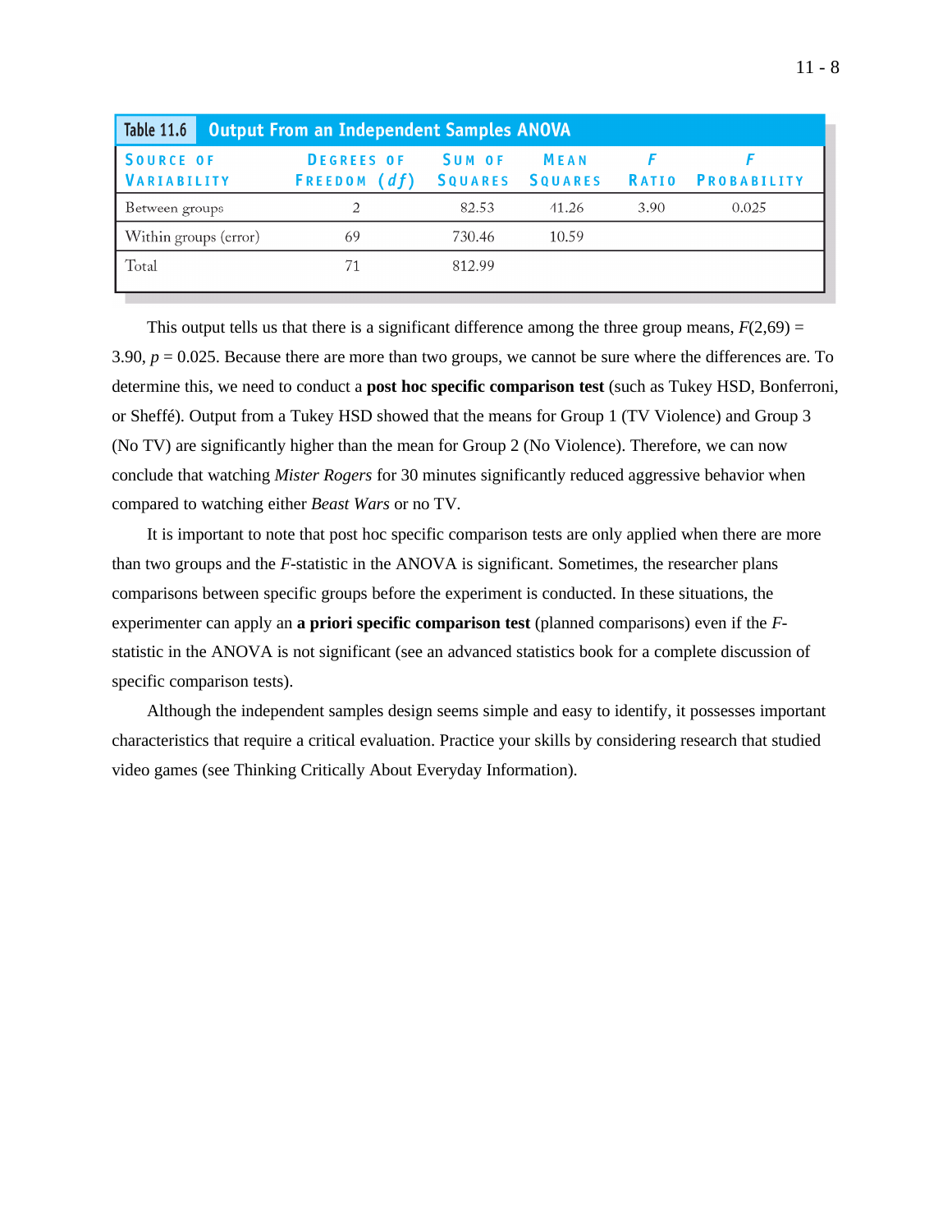**Table 11.6 Output From an Independent Samples ANOVA**

| Source of Variability | Degrees of Freedom (*df*) | Sum of Squares | Mean Squares | *F* Ratio | *F* Probability |
|---|---|---|---|---|---|
| Between groups | 2 | 82.53 | 41.26 | 3.90 | 0.025 |
| Within groups (error) | 69 | 730.46 | 10.59 | | |
| Total | 71 | 812.99 | | | |

This output tells us that there is a significant difference among the three group means, $F(2,69) = 3.90$, $p = 0.025$. Because there are more than two groups, we cannot be sure where the differences are. To determine this, we need to conduct a **post hoc specific comparison test** (such as Tukey HSD, Bonferroni, or Sheffé). Output from a Tukey HSD showed that the means for Group 1 (TV Violence) and Group 3 (No TV) are significantly higher than the mean for Group 2 (No Violence). Therefore, we can now conclude that watching *Mister Rogers* for 30 minutes significantly reduced aggressive behavior when compared to watching either *Beast Wars* or no TV.

It is important to note that post hoc specific comparison tests are only applied when there are more than two groups and the *F*-statistic in the ANOVA is significant. Sometimes, the researcher plans comparisons between specific groups before the experiment is conducted. In these situations, the experimenter can apply an **a priori specific comparison test** (planned comparisons) even if the *F*-statistic in the ANOVA is not significant (see an advanced statistics book for a complete discussion of specific comparison tests).

Although the independent samples design seems simple and easy to identify, it possesses important characteristics that require a critical evaluation. Practice your skills by considering research that studied video games (see Thinking Critically About Everyday Information).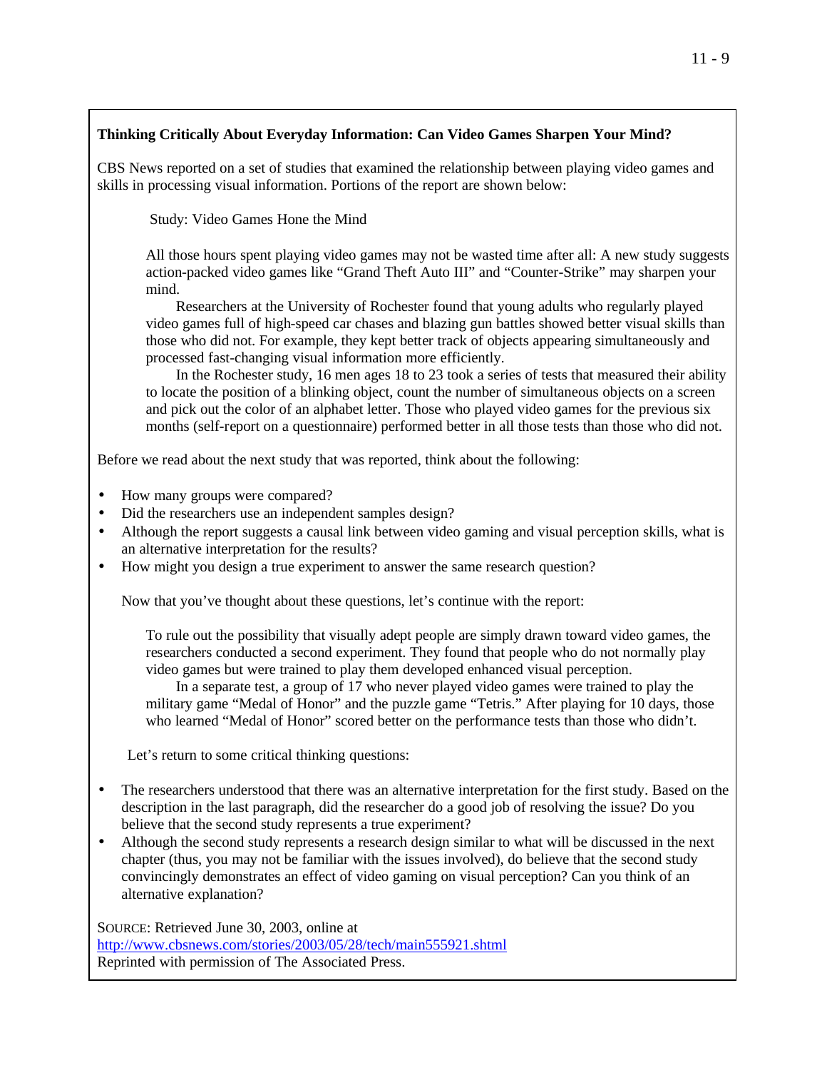**Thinking Critically About Everyday Information: Can Video Games Sharpen Your Mind?**

CBS News reported on a set of studies that examined the relationship between playing video games and skills in processing visual information. Portions of the report are shown below:

> Study: Video Games Hone the Mind
>
> All those hours spent playing video games may not be wasted time after all: A new study suggests action-packed video games like "Grand Theft Auto III" and "Counter-Strike" may sharpen your mind.
>
> Researchers at the University of Rochester found that young adults who regularly played video games full of high-speed car chases and blazing gun battles showed better visual skills than those who did not. For example, they kept better track of objects appearing simultaneously and processed fast-changing visual information more efficiently.
>
> In the Rochester study, 16 men ages 18 to 23 took a series of tests that measured their ability to locate the position of a blinking object, count the number of simultaneous objects on a screen and pick out the color of an alphabet letter. Those who played video games for the previous six months (self-report on a questionnaire) performed better in all those tests than those who did not.

Before we read about the next study that was reported, think about the following:

- How many groups were compared?
- Did the researchers use an independent samples design?
- Although the report suggests a causal link between video gaming and visual perception skills, what is an alternative interpretation for the results?
- How might you design a true experiment to answer the same research question?

Now that you've thought about these questions, let's continue with the report:

> To rule out the possibility that visually adept people are simply drawn toward video games, the researchers conducted a second experiment. They found that people who do not normally play video games but were trained to play them developed enhanced visual perception.
>
> In a separate test, a group of 17 who never played video games were trained to play the military game "Medal of Honor" and the puzzle game "Tetris." After playing for 10 days, those who learned "Medal of Honor" scored better on the performance tests than those who didn't.

Let's return to some critical thinking questions:

- The researchers understood that there was an alternative interpretation for the first study. Based on the description in the last paragraph, did the researcher do a good job of resolving the issue? Do you believe that the second study represents a true experiment?
- Although the second study represents a research design similar to what will be discussed in the next chapter (thus, you may not be familiar with the issues involved), do believe that the second study convincingly demonstrates an effect of video gaming on visual perception? Can you think of an alternative explanation?

SOURCE: Retrieved June 30, 2003, online at http://www.cbsnews.com/stories/2003/05/28/tech/main555921.shtml
Reprinted with permission of The Associated Press.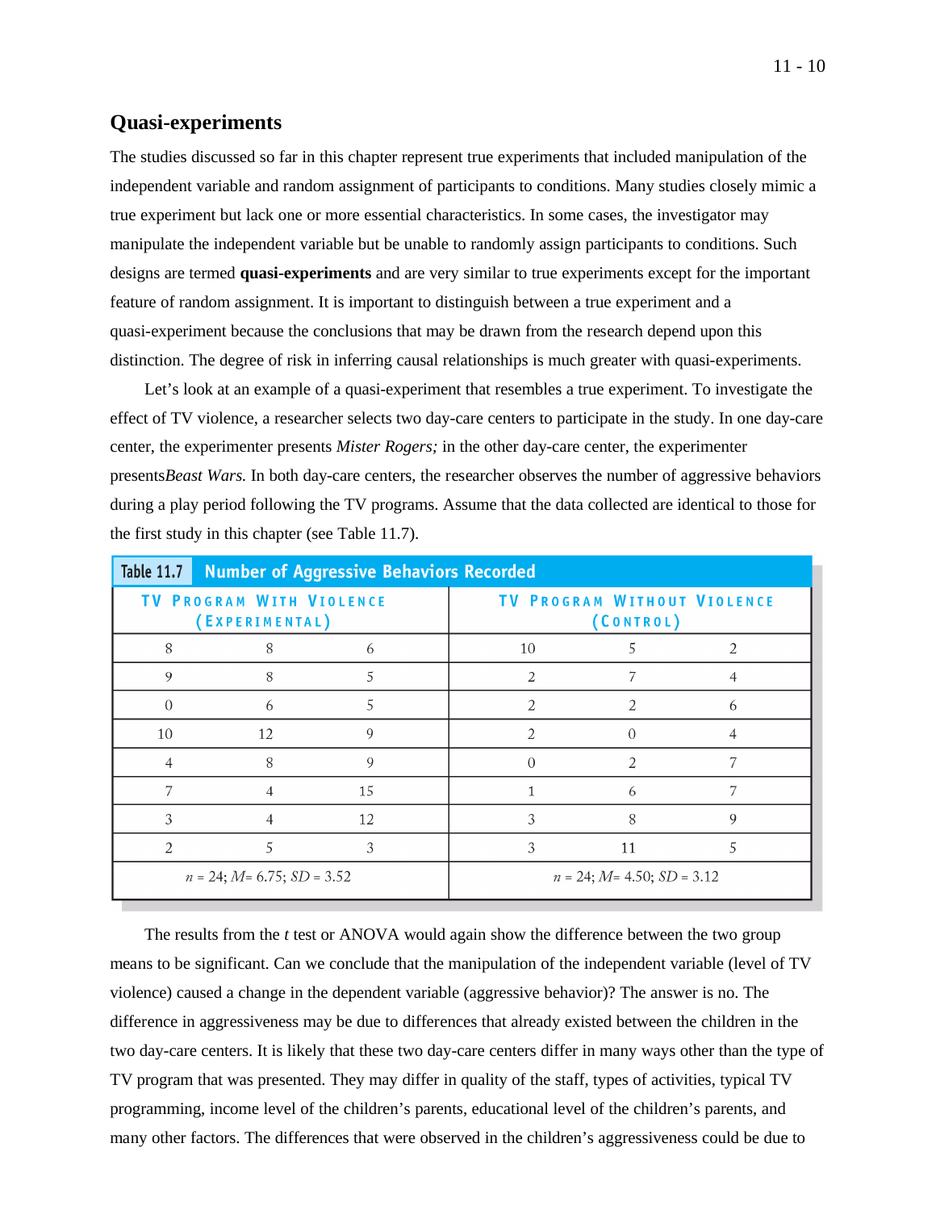## Quasi-experiments

The studies discussed so far in this chapter represent true experiments that included manipulation of the independent variable and random assignment of participants to conditions. Many studies closely mimic a true experiment but lack one or more essential characteristics. In some cases, the investigator may manipulate the independent variable but be unable to randomly assign participants to conditions. Such designs are termed **quasi-experiments** and are very similar to true experiments except for the important feature of random assignment. It is important to distinguish between a true experiment and a quasi-experiment because the conclusions that may be drawn from the research depend upon this distinction. The degree of risk in inferring causal relationships is much greater with quasi-experiments.

Let's look at an example of a quasi-experiment that resembles a true experiment. To investigate the effect of TV violence, a researcher selects two day-care centers to participate in the study. In one day-care center, the experimenter presents *Mister Rogers;* in the other day-care center, the experimenter presents*Beast Wars.* In both day-care centers, the researcher observes the number of aggressive behaviors during a play period following the TV programs. Assume that the data collected are identical to those for the first study in this chapter (see Table 11.7).

**Table 11.7 Number of Aggressive Behaviors Recorded**

| TV Program With Violence (Experimental) | | | TV Program Without Violence (Control) | | |
|---|---|---|---|---|---|
| 8 | 8 | 6 | 10 | 5 | 2 |
| 9 | 8 | 5 | 2 | 7 | 4 |
| 0 | 6 | 5 | 2 | 2 | 6 |
| 10 | 12 | 9 | 2 | 0 | 4 |
| 4 | 8 | 9 | 0 | 2 | 7 |
| 7 | 4 | 15 | 1 | 6 | 7 |
| 3 | 4 | 12 | 3 | 8 | 9 |
| 2 | 5 | 3 | 3 | 11 | 5 |
| $n$ = 24; $M$= 6.75; $SD$ = 3.52 | | | $n$ = 24; $M$= 4.50; $SD$ = 3.12 | | |

The results from the $t$ test or ANOVA would again show the difference between the two group means to be significant. Can we conclude that the manipulation of the independent variable (level of TV violence) caused a change in the dependent variable (aggressive behavior)? The answer is no. The difference in aggressiveness may be due to differences that already existed between the children in the two day-care centers. It is likely that these two day-care centers differ in many ways other than the type of TV program that was presented. They may differ in quality of the staff, types of activities, typical TV programming, income level of the children's parents, educational level of the children's parents, and many other factors. The differences that were observed in the children's aggressiveness could be due to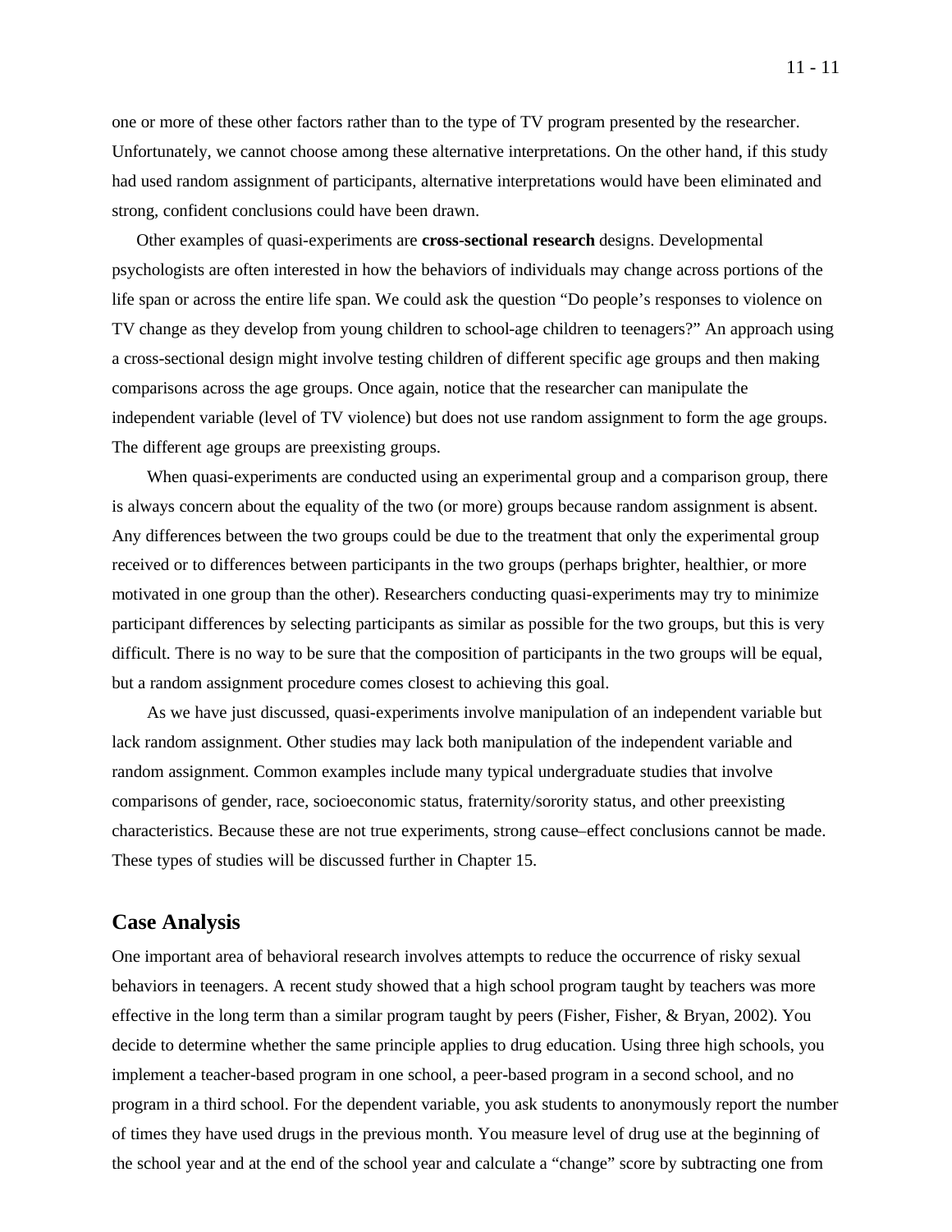one or more of these other factors rather than to the type of TV program presented by the researcher. Unfortunately, we cannot choose among these alternative interpretations. On the other hand, if this study had used random assignment of participants, alternative interpretations would have been eliminated and strong, confident conclusions could have been drawn.

Other examples of quasi-experiments are **cross-sectional research** designs. Developmental psychologists are often interested in how the behaviors of individuals may change across portions of the life span or across the entire life span. We could ask the question "Do people's responses to violence on TV change as they develop from young children to school-age children to teenagers?" An approach using a cross-sectional design might involve testing children of different specific age groups and then making comparisons across the age groups. Once again, notice that the researcher can manipulate the independent variable (level of TV violence) but does not use random assignment to form the age groups. The different age groups are preexisting groups.

When quasi-experiments are conducted using an experimental group and a comparison group, there is always concern about the equality of the two (or more) groups because random assignment is absent. Any differences between the two groups could be due to the treatment that only the experimental group received or to differences between participants in the two groups (perhaps brighter, healthier, or more motivated in one group than the other). Researchers conducting quasi-experiments may try to minimize participant differences by selecting participants as similar as possible for the two groups, but this is very difficult. There is no way to be sure that the composition of participants in the two groups will be equal, but a random assignment procedure comes closest to achieving this goal.

As we have just discussed, quasi-experiments involve manipulation of an independent variable but lack random assignment. Other studies may lack both manipulation of the independent variable and random assignment. Common examples include many typical undergraduate studies that involve comparisons of gender, race, socioeconomic status, fraternity/sorority status, and other preexisting characteristics. Because these are not true experiments, strong cause–effect conclusions cannot be made. These types of studies will be discussed further in Chapter 15.

## Case Analysis

One important area of behavioral research involves attempts to reduce the occurrence of risky sexual behaviors in teenagers. A recent study showed that a high school program taught by teachers was more effective in the long term than a similar program taught by peers (Fisher, Fisher, & Bryan, 2002). You decide to determine whether the same principle applies to drug education. Using three high schools, you implement a teacher-based program in one school, a peer-based program in a second school, and no program in a third school. For the dependent variable, you ask students to anonymously report the number of times they have used drugs in the previous month. You measure level of drug use at the beginning of the school year and at the end of the school year and calculate a "change" score by subtracting one from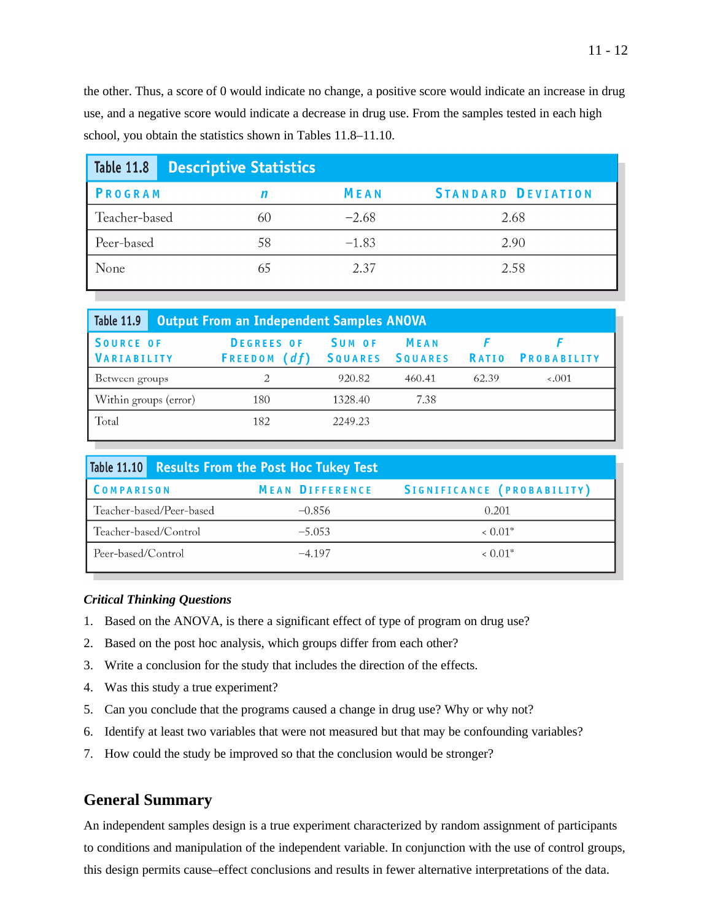the other. Thus, a score of 0 would indicate no change, a positive score would indicate an increase in drug use, and a negative score would indicate a decrease in drug use. From the samples tested in each high school, you obtain the statistics shown in Tables 11.8–11.10.

**Table 11.8 Descriptive Statistics**

| Program | *n* | Mean | Standard Deviation |
|---|---|---|---|
| Teacher-based | 60 | −2.68 | 2.68 |
| Peer-based | 58 | −1.83 | 2.90 |
| None | 65 | 2.37 | 2.58 |

**Table 11.9 Output From an Independent Samples ANOVA**

| Source of Variability | Degrees of Freedom (*df*) | Sum of Squares | Mean Squares | *F* Ratio | *F* Probability |
|---|---|---|---|---|---|
| Between groups | 2 | 920.82 | 460.41 | 62.39 | <.001 |
| Within groups (error) | 180 | 1328.40 | 7.38 | | |
| Total | 182 | 2249.23 | | | |

**Table 11.10 Results From the Post Hoc Tukey Test**

| Comparison | Mean Difference | Significance (probability) |
|---|---|---|
| Teacher-based/Peer-based | −0.856 | 0.201 |
| Teacher-based/Control | −5.053 | < 0.01* |
| Peer-based/Control | −4.197 | < 0.01* |

***Critical Thinking Questions***

1. Based on the ANOVA, is there a significant effect of type of program on drug use?
2. Based on the post hoc analysis, which groups differ from each other?
3. Write a conclusion for the study that includes the direction of the effects.
4. Was this study a true experiment?
5. Can you conclude that the programs caused a change in drug use? Why or why not?
6. Identify at least two variables that were not measured but that may be confounding variables?
7. How could the study be improved so that the conclusion would be stronger?

## General Summary

An independent samples design is a true experiment characterized by random assignment of participants to conditions and manipulation of the independent variable. In conjunction with the use of control groups, this design permits cause–effect conclusions and results in fewer alternative interpretations of the data.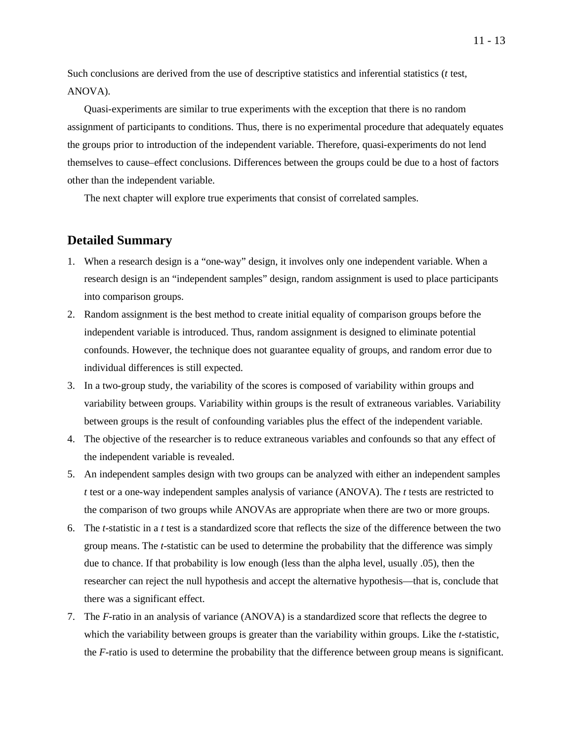Such conclusions are derived from the use of descriptive statistics and inferential statistics (*t* test, ANOVA).

Quasi-experiments are similar to true experiments with the exception that there is no random assignment of participants to conditions. Thus, there is no experimental procedure that adequately equates the groups prior to introduction of the independent variable. Therefore, quasi-experiments do not lend themselves to cause–effect conclusions. Differences between the groups could be due to a host of factors other than the independent variable.

The next chapter will explore true experiments that consist of correlated samples.

## Detailed Summary

1. When a research design is a "one-way" design, it involves only one independent variable. When a research design is an "independent samples" design, random assignment is used to place participants into comparison groups.
2. Random assignment is the best method to create initial equality of comparison groups before the independent variable is introduced. Thus, random assignment is designed to eliminate potential confounds. However, the technique does not guarantee equality of groups, and random error due to individual differences is still expected.
3. In a two-group study, the variability of the scores is composed of variability within groups and variability between groups. Variability within groups is the result of extraneous variables. Variability between groups is the result of confounding variables plus the effect of the independent variable.
4. The objective of the researcher is to reduce extraneous variables and confounds so that any effect of the independent variable is revealed.
5. An independent samples design with two groups can be analyzed with either an independent samples *t* test or a one-way independent samples analysis of variance (ANOVA). The *t* tests are restricted to the comparison of two groups while ANOVAs are appropriate when there are two or more groups.
6. The *t*-statistic in a *t* test is a standardized score that reflects the size of the difference between the two group means. The *t*-statistic can be used to determine the probability that the difference was simply due to chance. If that probability is low enough (less than the alpha level, usually .05), then the researcher can reject the null hypothesis and accept the alternative hypothesis—that is, conclude that there was a significant effect.
7. The *F*-ratio in an analysis of variance (ANOVA) is a standardized score that reflects the degree to which the variability between groups is greater than the variability within groups. Like the *t*-statistic, the *F*-ratio is used to determine the probability that the difference between group means is significant.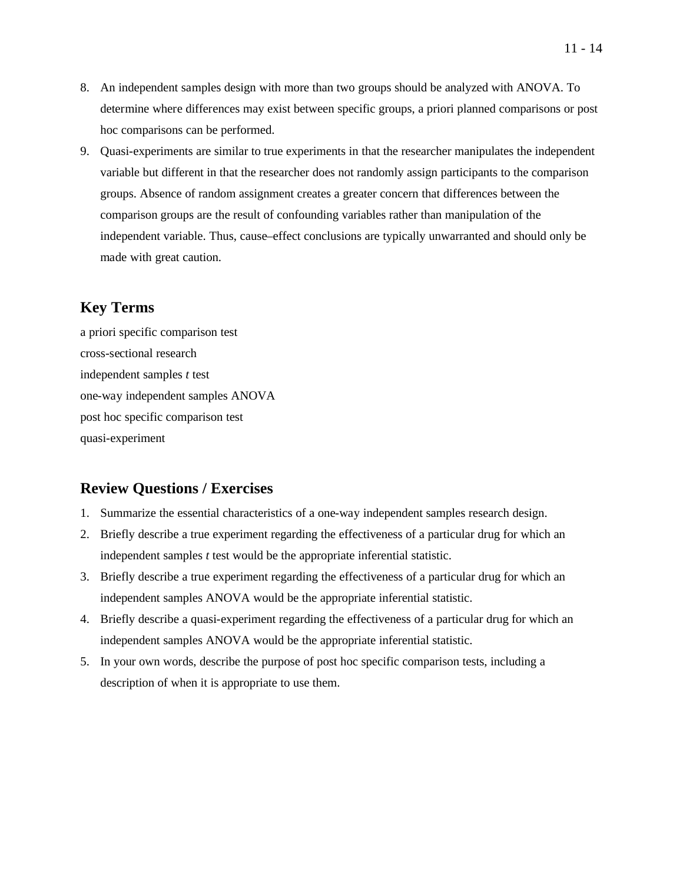8. An independent samples design with more than two groups should be analyzed with ANOVA. To determine where differences may exist between specific groups, a priori planned comparisons or post hoc comparisons can be performed.
9. Quasi-experiments are similar to true experiments in that the researcher manipulates the independent variable but different in that the researcher does not randomly assign participants to the comparison groups. Absence of random assignment creates a greater concern that differences between the comparison groups are the result of confounding variables rather than manipulation of the independent variable. Thus, cause–effect conclusions are typically unwarranted and should only be made with great caution.

## Key Terms

a priori specific comparison test
cross-sectional research
independent samples *t* test
one-way independent samples ANOVA
post hoc specific comparison test
quasi-experiment

## Review Questions / Exercises

1. Summarize the essential characteristics of a one-way independent samples research design.
2. Briefly describe a true experiment regarding the effectiveness of a particular drug for which an independent samples *t* test would be the appropriate inferential statistic.
3. Briefly describe a true experiment regarding the effectiveness of a particular drug for which an independent samples ANOVA would be the appropriate inferential statistic.
4. Briefly describe a quasi-experiment regarding the effectiveness of a particular drug for which an independent samples ANOVA would be the appropriate inferential statistic.
5. In your own words, describe the purpose of post hoc specific comparison tests, including a description of when it is appropriate to use them.